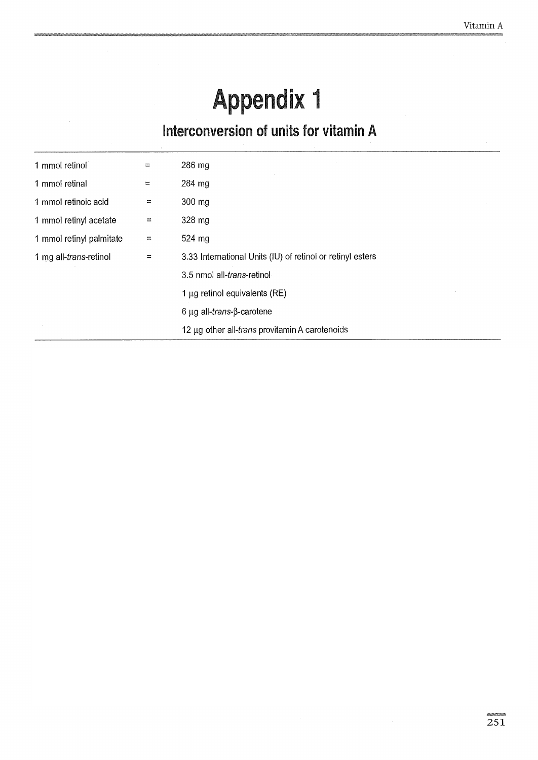# Appendix 1

## Interconversion of units for vitamin A

| | | |
|---|---|---|
| 1 mmol retinol | = | 286 mg |
| 1 mmol retinal | = | 284 mg |
| 1 mmol retinoic acid | = | 300 mg |
| 1 mmol retinyl acetate | = | 328 mg |
| 1 mmol retinyl palmitate | = | 524 mg |
| 1 mg all-*trans*-retinol | = | 3.33 International Units (IU) of retinol or retinyl esters |
| | | 3.5 nmol all-*trans*-retinol |
| | | 1 μg retinol equivalents (RE) |
| | | 6 μg all-*trans*-β-carotene |
| | | 12 μg other all-*trans* provitamin A carotenoids |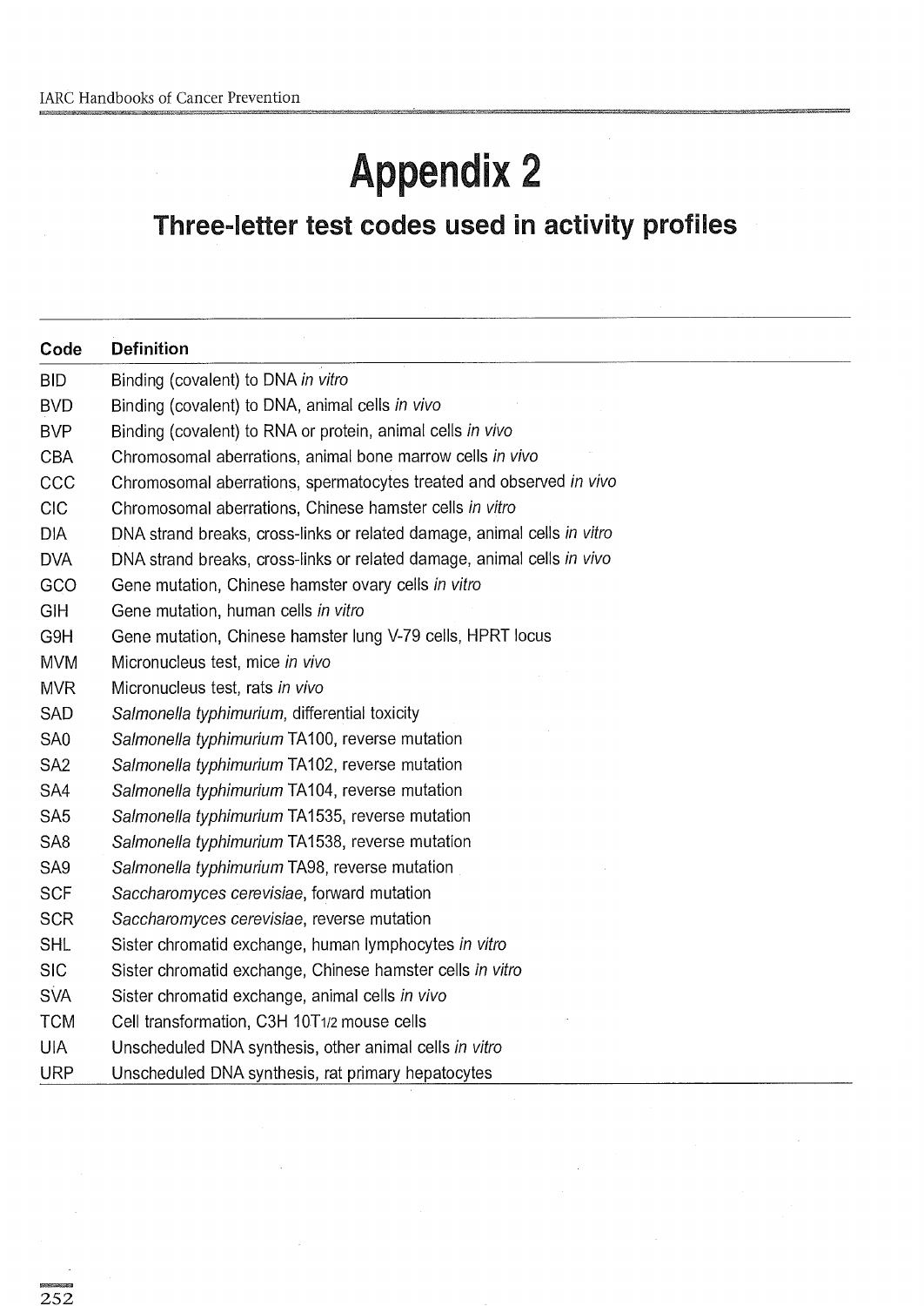# Appendix 2

## Three-letter test codes used in activity profiles

| Code | Definition |
|---|---|
| BID | Binding (covalent) to DNA *in vitro* |
| BVD | Binding (covalent) to DNA, animal cells *in vivo* |
| BVP | Binding (covalent) to RNA or protein, animal cells *in vivo* |
| CBA | Chromosomal aberrations, animal bone marrow cells *in vivo* |
| CCC | Chromosomal aberrations, spermatocytes treated and observed *in vivo* |
| CIC | Chromosomal aberrations, Chinese hamster cells *in vitro* |
| DIA | DNA strand breaks, cross-links or related damage, animal cells *in vitro* |
| DVA | DNA strand breaks, cross-links or related damage, animal cells *in vivo* |
| GCO | Gene mutation, Chinese hamster ovary cells *in vitro* |
| GIH | Gene mutation, human cells *in vitro* |
| G9H | Gene mutation, Chinese hamster lung V-79 cells, HPRT locus |
| MVM | Micronucleus test, mice *in vivo* |
| MVR | Micronucleus test, rats *in vivo* |
| SAD | *Salmonella typhimurium*, differential toxicity |
| SA0 | *Salmonella typhimurium* TA100, reverse mutation |
| SA2 | *Salmonella typhimurium* TA102, reverse mutation |
| SA4 | *Salmonella typhimurium* TA104, reverse mutation |
| SA5 | *Salmonella typhimurium* TA1535, reverse mutation |
| SA8 | *Salmonella typhimurium* TA1538, reverse mutation |
| SA9 | *Salmonella typhimurium* TA98, reverse mutation |
| SCF | *Saccharomyces cerevisiae*, forward mutation |
| SCR | *Saccharomyces cerevisiae*, reverse mutation |
| SHL | Sister chromatid exchange, human lymphocytes *in vitro* |
| SIC | Sister chromatid exchange, Chinese hamster cells *in vitro* |
| SVA | Sister chromatid exchange, animal cells *in vivo* |
| TCM | Cell transformation, C3H 10T1/2 mouse cells |
| UIA | Unscheduled DNA synthesis, other animal cells *in vitro* |
| URP | Unscheduled DNA synthesis, rat primary hepatocytes |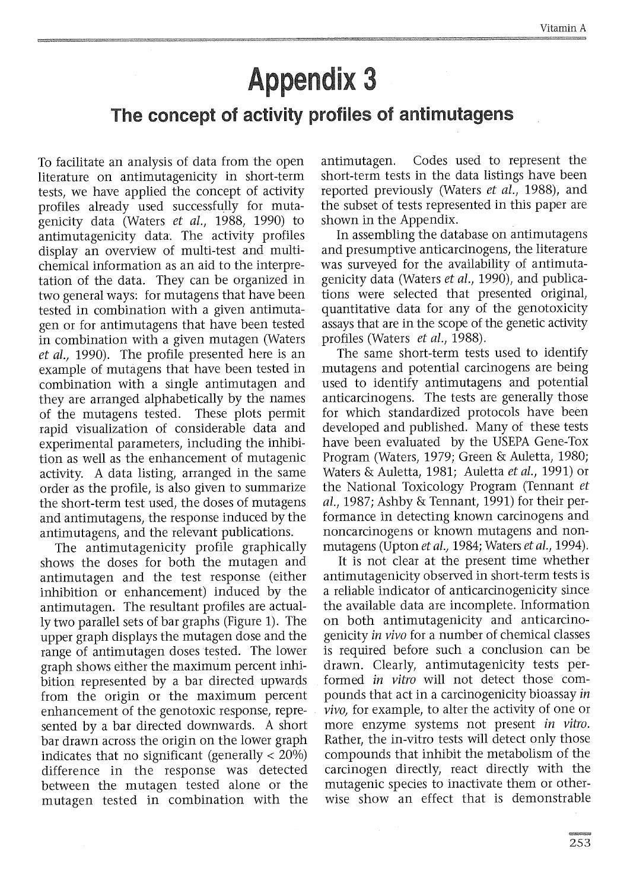# Appendix 3

## The concept of activity profiles of antimutagens

To facilitate an analysis of data from the open literature on antimutagenicity in short-term tests, we have applied the concept of activity profiles already used successfully for mutagenicity data (Waters *et al.*, 1988, 1990) to antimutagenicity data. The activity profiles display an overview of multi-test and multi-chemical information as an aid to the interpretation of the data. They can be organized in two general ways: for mutagens that have been tested in combination with a given antimutagen or for antimutagens that have been tested in combination with a given mutagen (Waters *et al.*, 1990). The profile presented here is an example of mutagens that have been tested in combination with a single antimutagen and they are arranged alphabetically by the names of the mutagens tested. These plots permit rapid visualization of considerable data and experimental parameters, including the inhibition as well as the enhancement of mutagenic activity. A data listing, arranged in the same order as the profile, is also given to summarize the short-term test used, the doses of mutagens and antimutagens, the response induced by the antimutagens, and the relevant publications.

The antimutagenicity profile graphically shows the doses for both the mutagen and antimutagen and the test response (either inhibition or enhancement) induced by the antimutagen. The resultant profiles are actually two parallel sets of bar graphs (Figure 1). The upper graph displays the mutagen dose and the range of antimutagen doses tested. The lower graph shows either the maximum percent inhibition represented by a bar directed upwards from the origin or the maximum percent enhancement of the genotoxic response, represented by a bar directed downwards. A short bar drawn across the origin on the lower graph indicates that no significant (generally < 20%) difference in the response was detected between the mutagen tested alone or the mutagen tested in combination with the antimutagen. Codes used to represent the short-term tests in the data listings have been reported previously (Waters *et al.*, 1988), and the subset of tests represented in this paper are shown in the Appendix.

In assembling the database on antimutagens and presumptive anticarcinogens, the literature was surveyed for the availability of antimutagenicity data (Waters *et al.*, 1990), and publications were selected that presented original, quantitative data for any of the genotoxicity assays that are in the scope of the genetic activity profiles (Waters *et al.*, 1988).

The same short-term tests used to identify mutagens and potential carcinogens are being used to identify antimutagens and potential anticarcinogens. The tests are generally those for which standardized protocols have been developed and published. Many of these tests have been evaluated by the USEPA Gene-Tox Program (Waters, 1979; Green & Auletta, 1980; Waters & Auletta, 1981; Auletta *et al.*, 1991) or the National Toxicology Program (Tennant *et al.*, 1987; Ashby & Tennant, 1991) for their performance in detecting known carcinogens and noncarcinogens or known mutagens and nonmutagens (Upton *et al.*, 1984; Waters *et al.*, 1994).

It is not clear at the present time whether antimutagenicity observed in short-term tests is a reliable indicator of anticarcinogenicity since the available data are incomplete. Information on both antimutagenicity and anticarcinogenicity *in vivo* for a number of chemical classes is required before such a conclusion can be drawn. Clearly, antimutagenicity tests performed *in vitro* will not detect those compounds that act in a carcinogenicity bioassay *in vivo*, for example, to alter the activity of one or more enzyme systems not present *in vitro*. Rather, the in-vitro tests will detect only those compounds that inhibit the metabolism of the carcinogen directly, react directly with the mutagenic species to inactivate them or otherwise show an effect that is demonstrable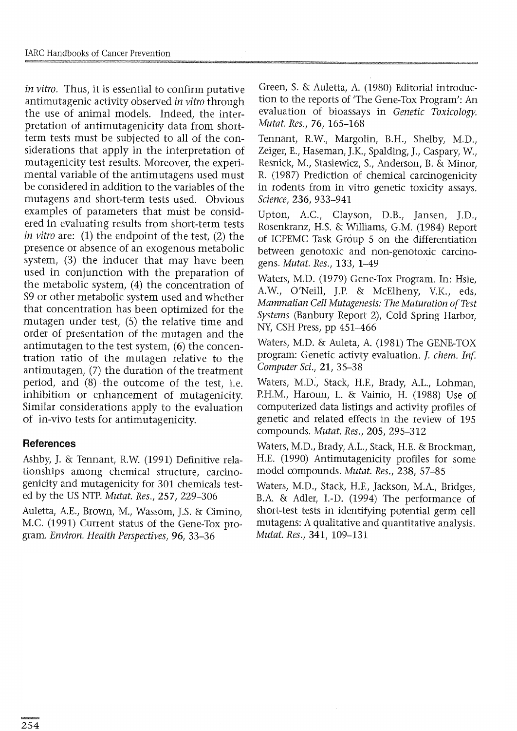*in vitro*. Thus, it is essential to confirm putative antimutagenic activity observed *in vitro* through the use of animal models. Indeed, the interpretation of antimutagenicity data from short-term tests must be subjected to all of the considerations that apply in the interpretation of mutagenicity test results. Moreover, the experimental variable of the antimutagens used must be considered in addition to the variables of the mutagens and short-term tests used. Obvious examples of parameters that must be considered in evaluating results from short-term tests *in vitro* are: (1) the endpoint of the test, (2) the presence or absence of an exogenous metabolic system, (3) the inducer that may have been used in conjunction with the preparation of the metabolic system, (4) the concentration of S9 or other metabolic system used and whether that concentration has been optimized for the mutagen under test, (5) the relative time and order of presentation of the mutagen and the antimutagen to the test system, (6) the concentration ratio of the mutagen relative to the antimutagen, (7) the duration of the treatment period, and (8) the outcome of the test, i.e. inhibition or enhancement of mutagenicity. Similar considerations apply to the evaluation of in-vivo tests for antimutagenicity.

## References

Ashby, J. & Tennant, R.W. (1991) Definitive relationships among chemical structure, carcinogenicity and mutagenicity for 301 chemicals tested by the US NTP. *Mutat. Res.*, **257**, 229–306

Auletta, A.E., Brown, M., Wassom, J.S. & Cimino, M.C. (1991) Current status of the Gene-Tox program. *Environ. Health Perspectives*, **96**, 33–36

Green, S. & Auletta, A. (1980) Editorial introduction to the reports of 'The Gene-Tox Program': An evaluation of bioassays in *Genetic Toxicology. Mutat. Res.*, **76**, 165–168

Tennant, R.W., Margolin, B.H., Shelby, M.D., Zeiger, E., Haseman, J.K., Spalding, J., Caspary, W., Resnick, M., Stasiewicz, S., Anderson, B. & Minor, R. (1987) Prediction of chemical carcinogenicity in rodents from in vitro genetic toxicity assays. *Science*, **236**, 933–941

Upton, A.C., Clayson, D.B., Jansen, J.D., Rosenkranz, H.S. & Williams, G.M. (1984) Report of ICPEMC Task Group 5 on the differentiation between genotoxic and non-genotoxic carcinogens. *Mutat. Res.*, **133**, 1–49

Waters, M.D. (1979) Gene-Tox Program. In: Hsie, A.W., O'Neill, J.P. & McElheny, V.K., eds, *Mammalian Cell Mutagenesis: The Maturation of Test Systems* (Banbury Report 2), Cold Spring Harbor, NY, CSH Press, pp 451–466

Waters, M.D. & Auleta, A. (1981) The GENE-TOX program: Genetic activty evaluation. *J. chem. Inf. Computer Sci.*, **21**, 35–38

Waters, M.D., Stack, H.F., Brady, A.L., Lohman, P.H.M., Haroun, L. & Vainio, H. (1988) Use of computerized data listings and activity profiles of genetic and related effects in the review of 195 compounds. *Mutat. Res.*, **205**, 295–312

Waters, M.D., Brady, A.L., Stack, H.F. & Brockman, H.E. (1990) Antimutagenicity profiles for some model compounds. *Mutat. Res.*, **238**, 57–85

Waters, M.D., Stack, H.F., Jackson, M.A., Bridges, B.A. & Adler, I.-D. (1994) The performance of short-test tests in identifying potential germ cell mutagens: A qualitative and quantitative analysis. *Mutat. Res.*, **341**, 109–131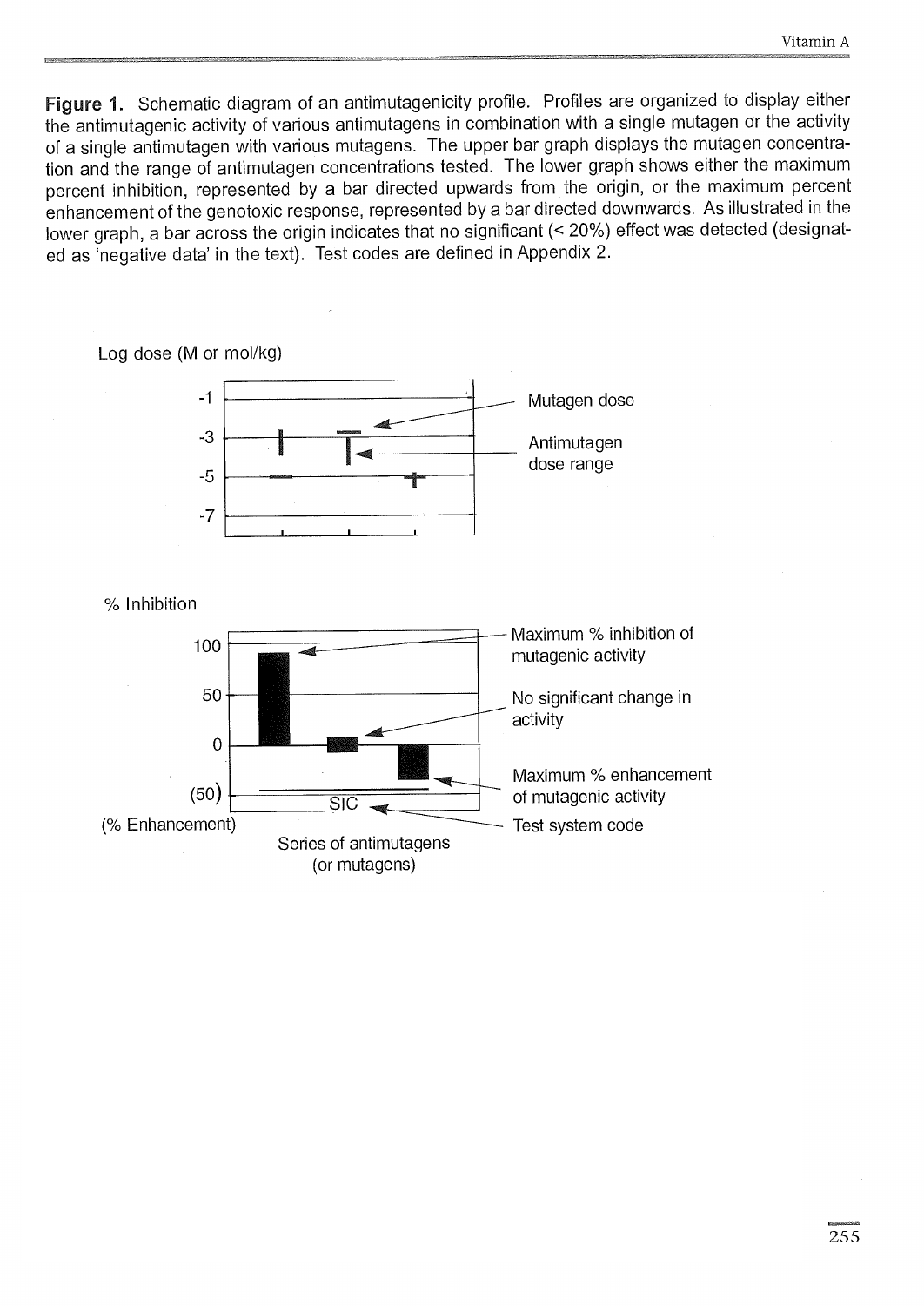**Figure 1.** Schematic diagram of an antimutagenicity profile. Profiles are organized to display either the antimutagenic activity of various antimutagens in combination with a single mutagen or the activity of a single antimutagen with various mutagens. The upper bar graph displays the mutagen concentration and the range of antimutagen concentrations tested. The lower graph shows either the maximum percent inhibition, represented by a bar directed upwards from the origin, or the maximum percent enhancement of the genotoxic response, represented by a bar directed downwards. As illustrated in the lower graph, a bar across the origin indicates that no significant (< 20%) effect was detected (designated as 'negative data' in the text). Test codes are defined in Appendix 2.

Log dose (M or mol/kg)

-1

-3

-5

-7

Mutagen dose

Antimutagen dose range

% Inhibition

100

50

0

(50)

(% Enhancement)

Maximum % inhibition of mutagenic activity

No significant change in activity

Maximum % enhancement of mutagenic activity

SIC

Test system code

Series of antimutagens (or mutagens)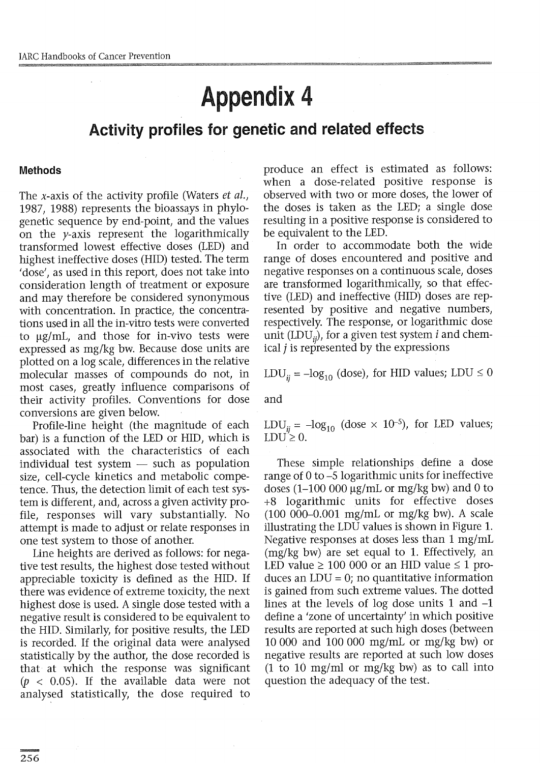# Appendix 4

## Activity profiles for genetic and related effects

### Methods

The *x*-axis of the activity profile (Waters *et al.*, 1987, 1988) represents the bioassays in phylogenetic sequence by end-point, and the values on the *y*-axis represent the logarithmically transformed lowest effective doses (LED) and highest ineffective doses (HID) tested. The term 'dose', as used in this report, does not take into consideration length of treatment or exposure and may therefore be considered synonymous with concentration. In practice, the concentrations used in all the in-vitro tests were converted to μg/mL, and those for in-vivo tests were expressed as mg/kg bw. Because dose units are plotted on a log scale, differences in the relative molecular masses of compounds do not, in most cases, greatly influence comparisons of their activity profiles. Conventions for dose conversions are given below.

Profile-line height (the magnitude of each bar) is a function of the LED or HID, which is associated with the characteristics of each individual test system — such as population size, cell-cycle kinetics and metabolic competence. Thus, the detection limit of each test system is different, and, across a given activity profile, responses will vary substantially. No attempt is made to adjust or relate responses in one test system to those of another.

Line heights are derived as follows: for negative test results, the highest dose tested without appreciable toxicity is defined as the HID. If there was evidence of extreme toxicity, the next highest dose is used. A single dose tested with a negative result is considered to be equivalent to the HID. Similarly, for positive results, the LED is recorded. If the original data were analysed statistically by the author, the dose recorded is that at which the response was significant ($p < 0.05$). If the available data were not analysed statistically, the dose required to produce an effect is estimated as follows: when a dose-related positive response is observed with two or more doses, the lower of the doses is taken as the LED; a single dose resulting in a positive response is considered to be equivalent to the LED.

In order to accommodate both the wide range of doses encountered and positive and negative responses on a continuous scale, doses are transformed logarithmically, so that effective (LED) and ineffective (HID) doses are represented by positive and negative numbers, respectively. The response, or logarithmic dose unit ($LDU_{ij}$), for a given test system *i* and chemical *j* is represented by the expressions

$LDU_{ij} = -\log_{10}$ (dose), for HID values; $LDU \leq 0$

and

$LDU_{ij} = -\log_{10}$ (dose $\times 10^{-5}$), for LED values; $LDU \geq 0$.

These simple relationships define a dose range of 0 to −5 logarithmic units for ineffective doses (1–100 000 μg/mL or mg/kg bw) and 0 to +8 logarithmic units for effective doses (100 000–0.001 mg/mL or mg/kg bw). A scale illustrating the LDU values is shown in Figure 1. Negative responses at doses less than 1 mg/mL (mg/kg bw) are set equal to 1. Effectively, an LED value ≥ 100 000 or an HID value ≤ 1 produces an LDU = 0; no quantitative information is gained from such extreme values. The dotted lines at the levels of log dose units 1 and −1 define a 'zone of uncertainty' in which positive results are reported at such high doses (between 10 000 and 100 000 mg/mL or mg/kg bw) or negative results are reported at such low doses (1 to 10 mg/ml or mg/kg bw) as to call into question the adequacy of the test.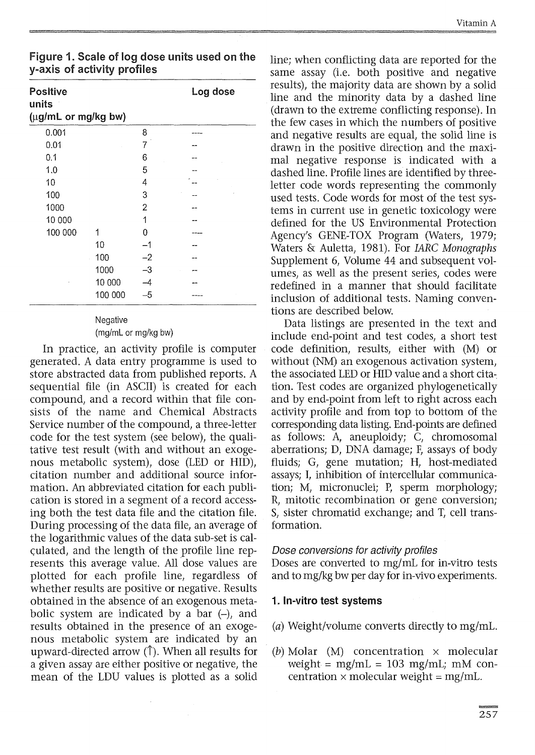**Figure 1. Scale of log dose units used on the y-axis of activity profiles**

| Positive units (μg/mL or mg/kg bw) | | Log dose | |
|---|---|---|---|
| 0.001 | | 8 | ---- |
| 0.01 | | 7 | -- |
| 0.1 | | 6 | -- |
| 1.0 | | 5 | -- |
| 10 | | 4 | -- |
| 100 | | 3 | -- |
| 1000 | | 2 | -- |
| 10 000 | | 1 | -- |
| 100 000 | 1 | 0 | ---- |
| | 10 | −1 | -- |
| | 100 | −2 | -- |
| | 1000 | −3 | -- |
| | 10 000 | −4 | -- |
| | 100 000 | −5 | ---- |

Negative
(mg/mL or mg/kg bw)

In practice, an activity profile is computer generated. A data entry programme is used to store abstracted data from published reports. A sequential file (in ASCII) is created for each compound, and a record within that file consists of the name and Chemical Abstracts Service number of the compound, a three-letter code for the test system (see below), the qualitative test result (with and without an exogenous metabolic system), dose (LED or HID), citation number and additional source information. An abbreviated citation for each publication is stored in a segment of a record accessing both the test data file and the citation file. During processing of the data file, an average of the logarithmic values of the data sub-set is calculated, and the length of the profile line represents this average value. All dose values are plotted for each profile line, regardless of whether results are positive or negative. Results obtained in the absence of an exogenous metabolic system are indicated by a bar (–), and results obtained in the presence of an exogenous metabolic system are indicated by an upward-directed arrow (↑). When all results for a given assay are either positive or negative, the mean of the LDU values is plotted as a solid line; when conflicting data are reported for the same assay (i.e. both positive and negative results), the majority data are shown by a solid line and the minority data by a dashed line (drawn to the extreme conflicting response). In the few cases in which the numbers of positive and negative results are equal, the solid line is drawn in the positive direction and the maximal negative response is indicated with a dashed line. Profile lines are identified by three-letter code words representing the commonly used tests. Code words for most of the test systems in current use in genetic toxicology were defined for the US Environmental Protection Agency's GENE-TOX Program (Waters, 1979; Waters & Auletta, 1981). For *IARC Monographs* Supplement 6, Volume 44 and subsequent volumes, as well as the present series, codes were redefined in a manner that should facilitate inclusion of additional tests. Naming conventions are described below.

Data listings are presented in the text and include end-point and test codes, a short test code definition, results, either with (M) or without (NM) an exogenous activation system, the associated LED or HID value and a short citation. Test codes are organized phylogenetically and by end-point from left to right across each activity profile and from top to bottom of the corresponding data listing. End-points are defined as follows: A, aneuploidy; C, chromosomal aberrations; D, DNA damage; F, assays of body fluids; G, gene mutation; H, host-mediated assays; I, inhibition of intercellular communication; M, micronuclei; P, sperm morphology; R, mitotic recombination or gene conversion; S, sister chromatid exchange; and T, cell transformation.

*Dose conversions for activity profiles*

Doses are converted to mg/mL for in-vitro tests and to mg/kg bw per day for in-vivo experiments.

### 1. In-vitro test systems

(*a*) Weight/volume converts directly to mg/mL.

(*b*) Molar (M) concentration × molecular weight = mg/mL = 103 mg/mL; mM concentration × molecular weight = mg/mL.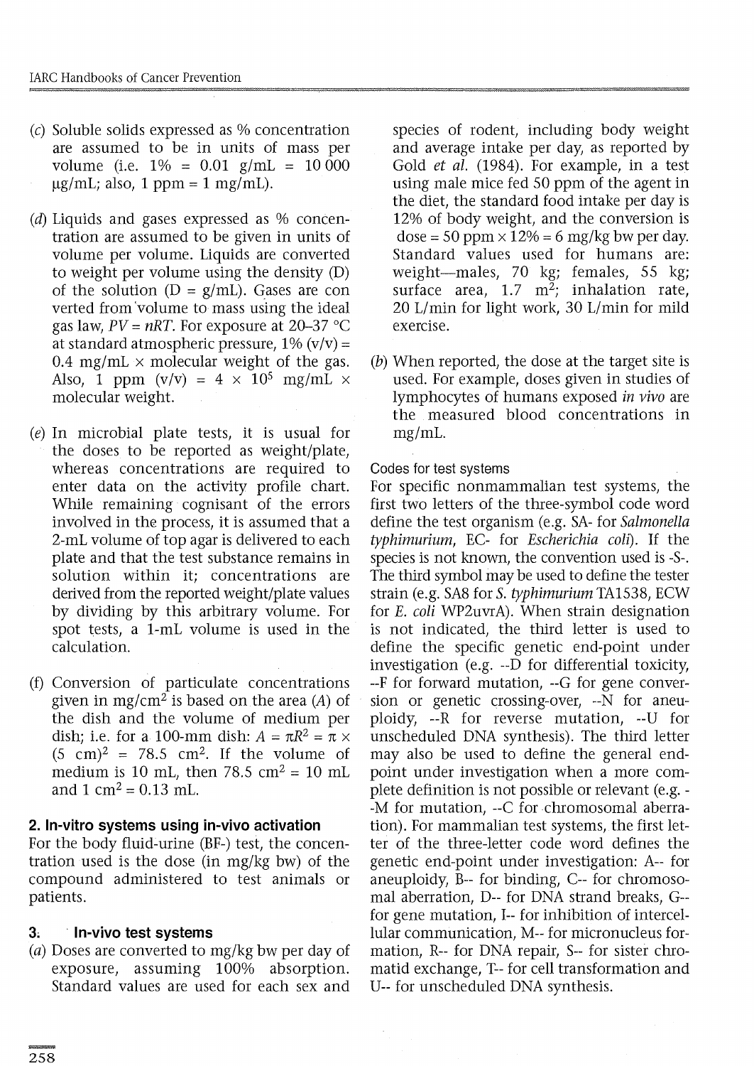(c) Soluble solids expressed as % concentration are assumed to be in units of mass per volume (i.e. 1% = 0.01 g/mL = 10 000 μg/mL; also, 1 ppm = 1 mg/mL).

(d) Liquids and gases expressed as % concentration are assumed to be given in units of volume per volume. Liquids are converted to weight per volume using the density (D) of the solution (D = g/mL). Gases are converted from volume to mass using the ideal gas law, $PV = nRT$. For exposure at 20–37 °C at standard atmospheric pressure, 1% (v/v) = 0.4 mg/mL × molecular weight of the gas. Also, 1 ppm (v/v) = $4 \times 10^5$ mg/mL × molecular weight.

(e) In microbial plate tests, it is usual for the doses to be reported as weight/plate, whereas concentrations are required to enter data on the activity profile chart. While remaining cognisant of the errors involved in the process, it is assumed that a 2-mL volume of top agar is delivered to each plate and that the test substance remains in solution within it; concentrations are derived from the reported weight/plate values by dividing by this arbitrary volume. For spot tests, a 1-mL volume is used in the calculation.

(f) Conversion of particulate concentrations given in mg/cm$^2$ is based on the area ($A$) of the dish and the volume of medium per dish; i.e. for a 100-mm dish: $A = \pi R^2 = \pi \times (5\ \text{cm})^2 = 78.5\ \text{cm}^2$. If the volume of medium is 10 mL, then 78.5 cm$^2$ = 10 mL and 1 cm$^2$ = 0.13 mL.

## 2. In-vitro systems using in-vivo activation

For the body fluid-urine (BF-) test, the concentration used is the dose (in mg/kg bw) of the compound administered to test animals or patients.

## 3. In-vivo test systems

(a) Doses are converted to mg/kg bw per day of exposure, assuming 100% absorption. Standard values are used for each sex and species of rodent, including body weight and average intake per day, as reported by Gold *et al.* (1984). For example, in a test using male mice fed 50 ppm of the agent in the diet, the standard food intake per day is 12% of body weight, and the conversion is dose = 50 ppm × 12% = 6 mg/kg bw per day. Standard values used for humans are: weight—males, 70 kg; females, 55 kg; surface area, 1.7 m$^2$; inhalation rate, 20 L/min for light work, 30 L/min for mild exercise.

(b) When reported, the dose at the target site is used. For example, doses given in studies of lymphocytes of humans exposed *in vivo* are the measured blood concentrations in mg/mL.

### Codes for test systems

For specific nonmammalian test systems, the first two letters of the three-symbol code word define the test organism (e.g. SA- for *Salmonella typhimurium*, EC- for *Escherichia coli*). If the species is not known, the convention used is -S-. The third symbol may be used to define the tester strain (e.g. SA8 for *S. typhimurium* TA1538, ECW for *E. coli* WP2uvrA). When strain designation is not indicated, the third letter is used to define the specific genetic end-point under investigation (e.g. --D for differential toxicity, --F for forward mutation, --G for gene conversion or genetic crossing-over, --N for aneuploidy, --R for reverse mutation, --U for unscheduled DNA synthesis). The third letter may also be used to define the general end-point under investigation when a more complete definition is not possible or relevant (e.g. --M for mutation, --C for chromosomal aberration). For mammalian test systems, the first letter of the three-letter code word defines the genetic end-point under investigation: A-- for aneuploidy, B-- for binding, C-- for chromosomal aberration, D-- for DNA strand breaks, G-- for gene mutation, I-- for inhibition of intercellular communication, M-- for micronucleus formation, R-- for DNA repair, S-- for sister chromatid exchange, T-- for cell transformation and U-- for unscheduled DNA synthesis.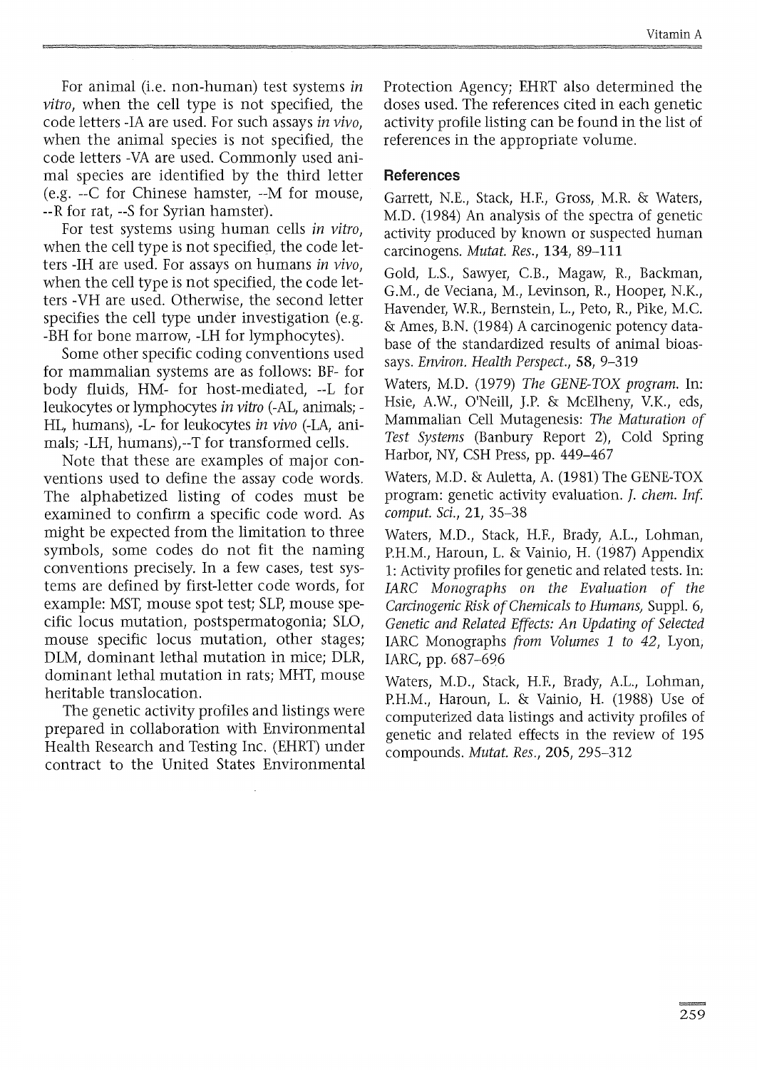For animal (i.e. non-human) test systems *in vitro*, when the cell type is not specified, the code letters -IA are used. For such assays *in vivo*, when the animal species is not specified, the code letters -VA are used. Commonly used animal species are identified by the third letter (e.g. --C for Chinese hamster, --M for mouse, --R for rat, --S for Syrian hamster).

For test systems using human cells *in vitro*, when the cell type is not specified, the code letters -IH are used. For assays on humans *in vivo*, when the cell type is not specified, the code letters -VH are used. Otherwise, the second letter specifies the cell type under investigation (e.g. -BH for bone marrow, -LH for lymphocytes).

Some other specific coding conventions used for mammalian systems are as follows: BF- for body fluids, HM- for host-mediated, --L for leukocytes or lymphocytes *in vitro* (-AL, animals; -HL, humans), -L- for leukocytes *in vivo* (-LA, animals; -LH, humans),--T for transformed cells.

Note that these are examples of major conventions used to define the assay code words. The alphabetized listing of codes must be examined to confirm a specific code word. As might be expected from the limitation to three symbols, some codes do not fit the naming conventions precisely. In a few cases, test systems are defined by first-letter code words, for example: MST, mouse spot test; SLP, mouse specific locus mutation, postspermatogonia; SLO, mouse specific locus mutation, other stages; DLM, dominant lethal mutation in mice; DLR, dominant lethal mutation in rats; MHT, mouse heritable translocation.

The genetic activity profiles and listings were prepared in collaboration with Environmental Health Research and Testing Inc. (EHRT) under contract to the United States Environmental Protection Agency; EHRT also determined the doses used. The references cited in each genetic activity profile listing can be found in the list of references in the appropriate volume.

## References

Garrett, N.E., Stack, H.F., Gross, M.R. & Waters, M.D. (1984) An analysis of the spectra of genetic activity produced by known or suspected human carcinogens. *Mutat. Res.*, **134**, 89–111

Gold, L.S., Sawyer, C.B., Magaw, R., Backman, G.M., de Veciana, M., Levinson, R., Hooper, N.K., Havender, W.R., Bernstein, L., Peto, R., Pike, M.C. & Ames, B.N. (1984) A carcinogenic potency database of the standardized results of animal bioassays. *Environ. Health Perspect.*, **58**, 9–319

Waters, M.D. (1979) *The GENE-TOX program.* In: Hsie, A.W., O'Neill, J.P. & McElheny, V.K., eds, Mammalian Cell Mutagenesis: *The Maturation of Test Systems* (Banbury Report 2), Cold Spring Harbor, NY, CSH Press, pp. 449–467

Waters, M.D. & Auletta, A. (1981) The GENE-TOX program: genetic activity evaluation. *J. chem. Inf. comput. Sci.*, **21**, 35–38

Waters, M.D., Stack, H.F., Brady, A.L., Lohman, P.H.M., Haroun, L. & Vainio, H. (1987) Appendix 1: Activity profiles for genetic and related tests. In: *IARC Monographs on the Evaluation of the Carcinogenic Risk of Chemicals to Humans,* Suppl. 6, *Genetic and Related Effects: An Updating of Selected* IARC Monographs *from Volumes 1 to 42*, Lyon, IARC, pp. 687–696

Waters, M.D., Stack, H.F., Brady, A.L., Lohman, P.H.M., Haroun, L. & Vainio, H. (1988) Use of computerized data listings and activity profiles of genetic and related effects in the review of 195 compounds. *Mutat. Res.*, **205**, 295–312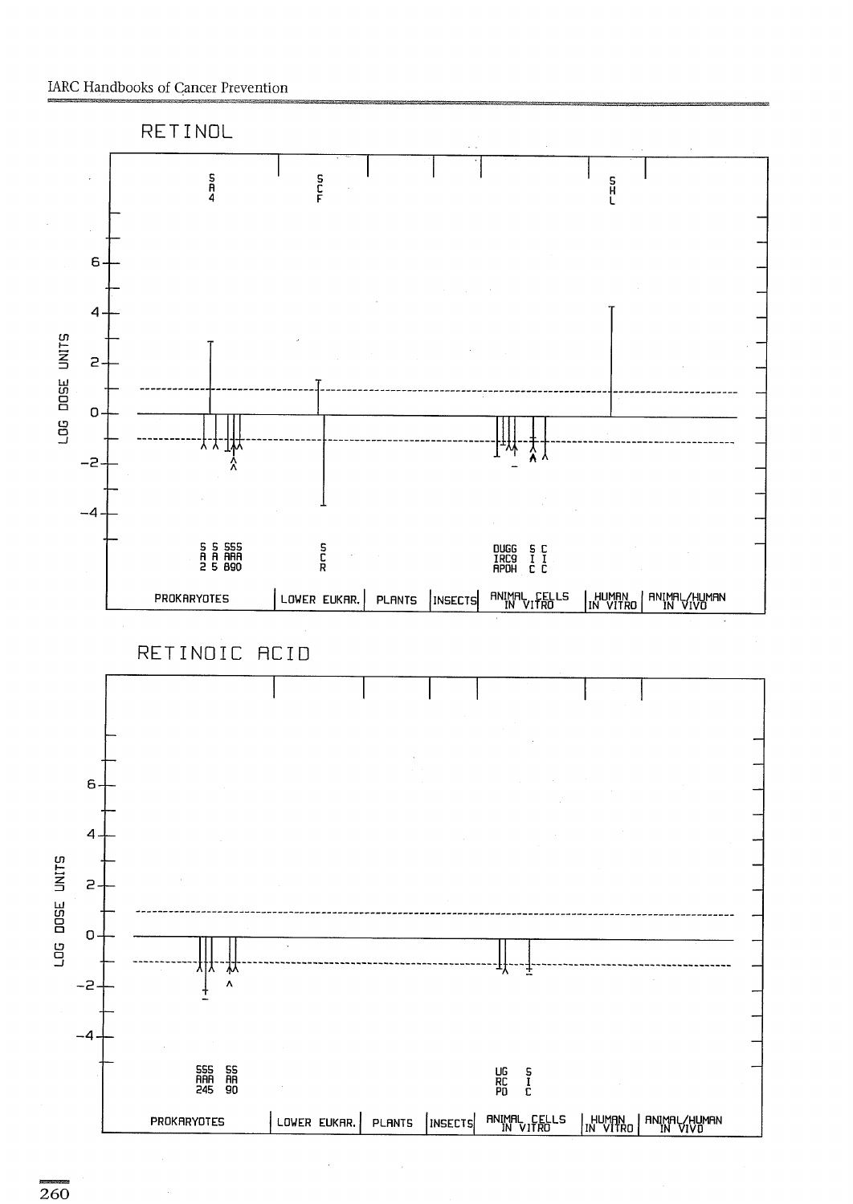RETINOL

| | | | | | | |
|---|---|---|---|---|---|---|
| SA4 | SCF | | | | SHL | |
| SA2 SA5 SAA8 SAA9 SAA0 | SCR | | | DUGG IRC9 APDH SIC CIC | | |
| PROKARYOTES | LOWER EUKAR. | PLANTS | INSECTS | ANIMAL CELLS IN VITRO | HUMAN IN VITRO | ANIMAL/HUMAN IN VIVO |

LOG DOSE UNITS: 6, 4, 2, 0, −2, −4

RETINOIC ACID

| | | | | | | |
|---|---|---|---|---|---|---|
| SAA2 SAA4 SAA5 SA9 SA0 | | | | URP GCD SIC | | |
| PROKARYOTES | LOWER EUKAR. | PLANTS | INSECTS | ANIMAL CELLS IN VITRO | HUMAN IN VITRO | ANIMAL/HUMAN IN VIVO |

LOG DOSE UNITS: 6, 4, 2, 0, −2, −4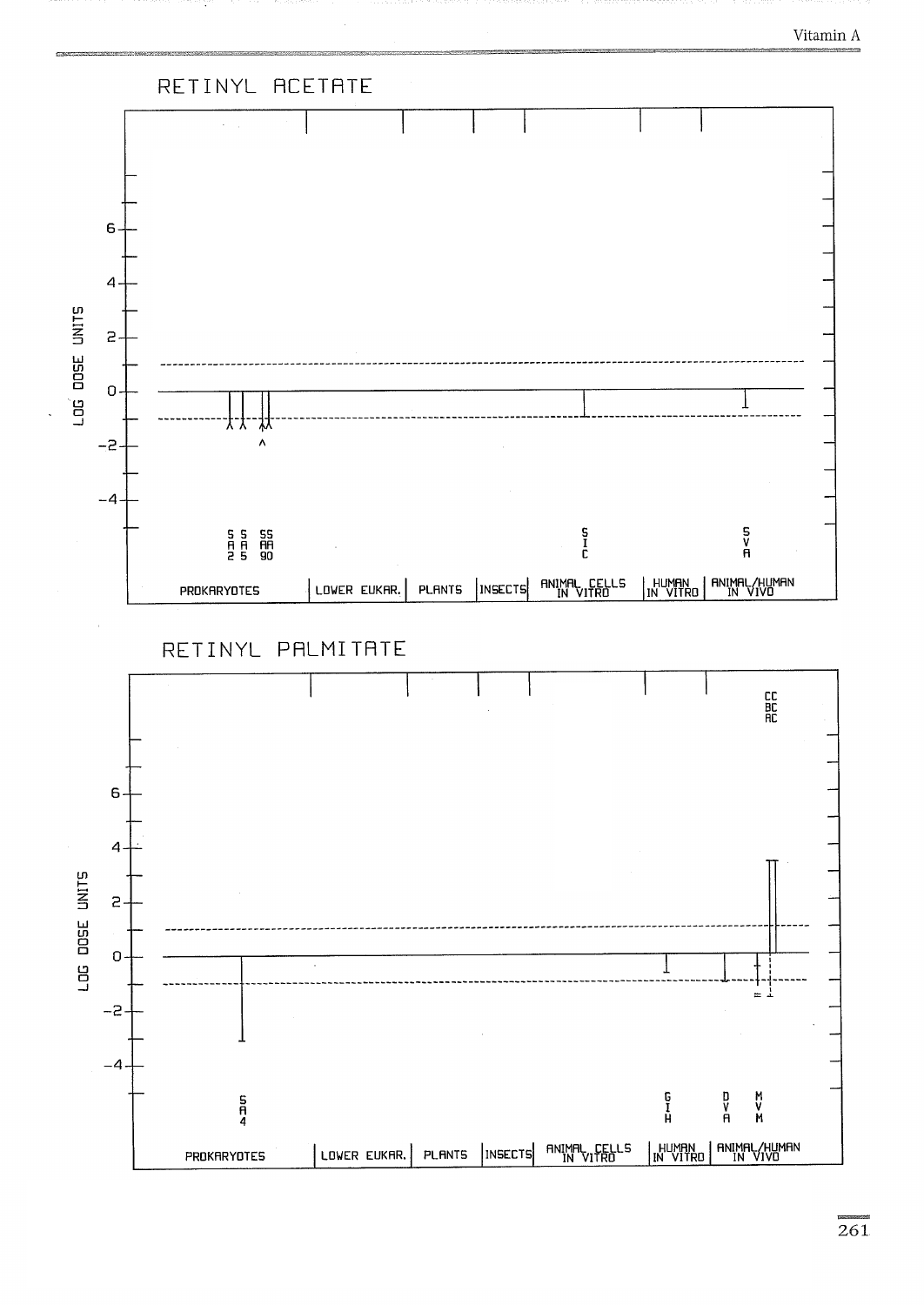RETINYL ACETATE

LOG DOSE UNITS

6
4
2
0
-2
-4

S S SS
A A AA
2 5 90

S
I
C

S
V
A

PROKARYOTES | LOWER EUKAR. | PLANTS | INSECTS | ANIMAL CELLS IN VITRO | HUMAN IN VITRO | ANIMAL/HUMAN IN VIVO

RETINYL PALMITATE

LOG DOSE UNITS

6
4
2
0
-2
-4

CC
BC
AC

S
A
4

G
I
H

D
V
A

M
V
M

PROKARYOTES | LOWER EUKAR. | PLANTS | INSECTS | ANIMAL CELLS IN VITRO | HUMAN IN VITRO | ANIMAL/HUMAN IN VIVO